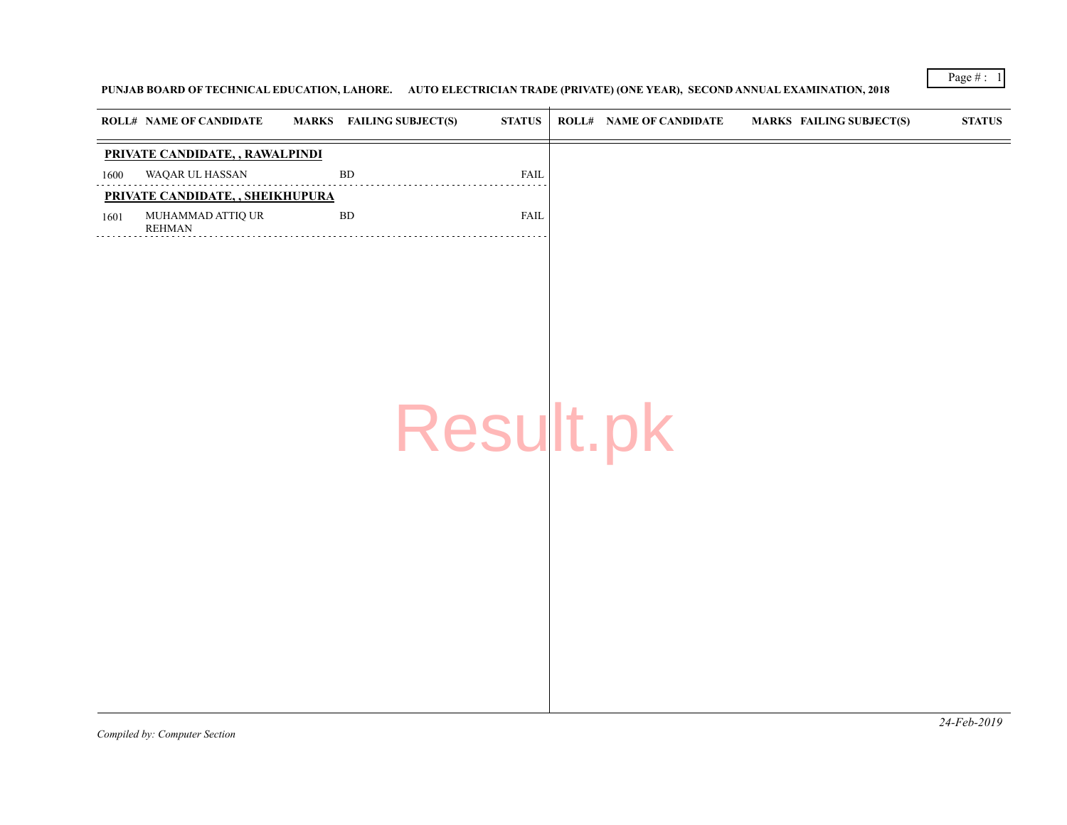**PUNJAB BOARD OF TECHNICAL EDUCATION, LAHORE. AUTO ELECTRICIAN TRADE (PRIVATE) (ONE YEAR), SECOND ANNUAL EXAMINATION, 2018**

| ROLL# | NAME OF CANDIDATE | MARKS | FAILING SUBJECT(S) | STATUS |
|---|---|---|---|---|
| **PRIVATE CANDIDATE, , RAWALPINDI** | | | | |
| 1600 | WAQAR UL HASSAN | | BD | FAIL |
| **PRIVATE CANDIDATE, , SHEIKHUPURA** | | | | |
| 1601 | MUHAMMAD ATTIQ UR REHMAN | | BD | FAIL |

*Compiled by: Computer Section*

*24-Feb-2019*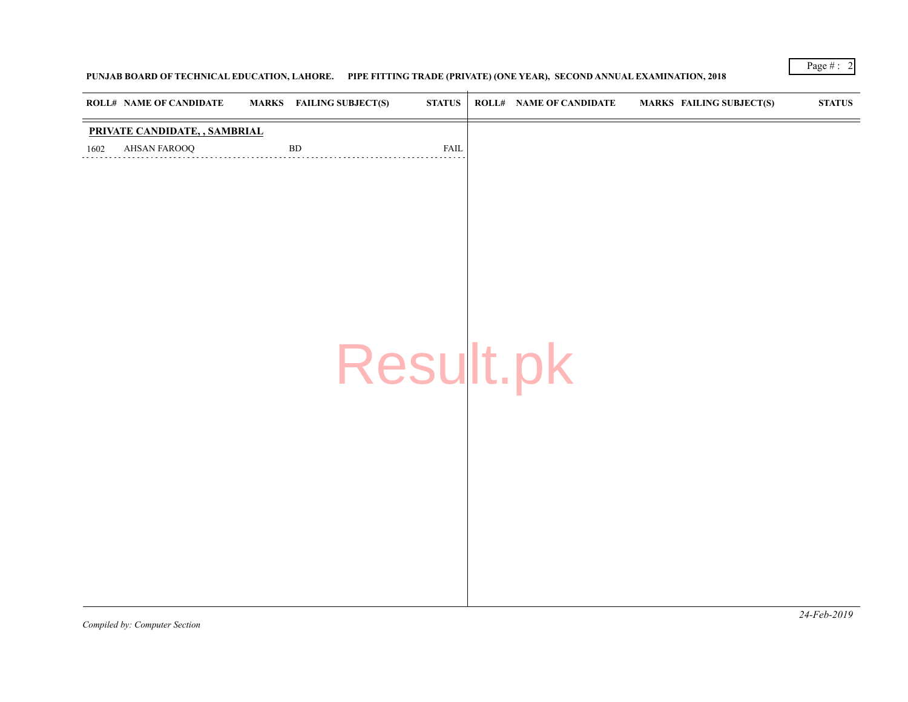**PUNJAB BOARD OF TECHNICAL EDUCATION, LAHORE. PIPE FITTING TRADE (PRIVATE) (ONE YEAR), SECOND ANNUAL EXAMINATION, 2018**

| ROLL# | NAME OF CANDIDATE | MARKS | FAILING SUBJECT(S) | STATUS |
|---|---|---|---|---|
| **PRIVATE CANDIDATE, , SAMBRIAL** | | | | |
| 1602 | AHSAN FAROOQ | | BD | FAIL |

*Compiled by: Computer Section*

*24-Feb-2019*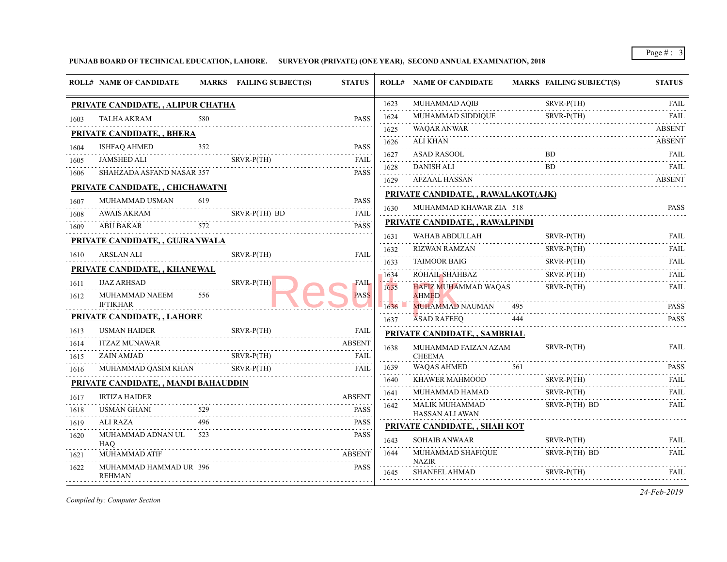**PUNJAB BOARD OF TECHNICAL EDUCATION, LAHORE. SURVEYOR (PRIVATE) (ONE YEAR), SECOND ANNUAL EXAMINATION, 2018**

| ROLL# | NAME OF CANDIDATE | MARKS | FAILING SUBJECT(S) | STATUS |
|---|---|---|---|---|
| **PRIVATE CANDIDATE, , ALIPUR CHATHA** | | | | |
| 1603 | TALHA AKRAM | 580 | | PASS |
| **PRIVATE CANDIDATE, , BHERA** | | | | |
| 1604 | ISHFAQ AHMED | 352 | | PASS |
| 1605 | JAMSHED ALI | | SRVR-P(TH) | FAIL |
| 1606 | SHAHZADA ASFAND NASAR | 357 | | PASS |
| **PRIVATE CANDIDATE, , CHICHAWATNI** | | | | |
| 1607 | MUHAMMAD USMAN | 619 | | PASS |
| 1608 | AWAIS AKRAM | | SRVR-P(TH) BD | FAIL |
| 1609 | ABU BAKAR | 572 | | PASS |
| **PRIVATE CANDIDATE, , GUJRANWALA** | | | | |
| 1610 | ARSLAN ALI | | SRVR-P(TH) | FAIL |
| **PRIVATE CANDIDATE, , KHANEWAL** | | | | |
| 1611 | IJAZ ARHSAD | | SRVR-P(TH) | FAIL |
| 1612 | MUHAMMAD NAEEM IFTIKHAR | 556 | | PASS |
| **PRIVATE CANDIDATE, , LAHORE** | | | | |
| 1613 | USMAN HAIDER | | SRVR-P(TH) | FAIL |
| 1614 | ITZAZ MUNAWAR | | | ABSENT |
| 1615 | ZAIN AMJAD | | SRVR-P(TH) | FAIL |
| 1616 | MUHAMMAD QASIM KHAN | | SRVR-P(TH) | FAIL |
| **PRIVATE CANDIDATE, , MANDI BAHAUDDIN** | | | | |
| 1617 | IRTIZA HAIDER | | | ABSENT |
| 1618 | USMAN GHANI | 529 | | PASS |
| 1619 | ALI RAZA | 496 | | PASS |
| 1620 | MUHAMMAD ADNAN UL HAQ | 523 | | PASS |
| 1621 | MUHAMMAD ATIF | | | ABSENT |
| 1622 | MUHAMMAD HAMMAD UR REHMAN | 396 | | PASS |
| 1623 | MUHAMMAD AQIB | | SRVR-P(TH) | FAIL |
| 1624 | MUHAMMAD SIDDIQUE | | SRVR-P(TH) | FAIL |
| 1625 | WAQAR ANWAR | | | ABSENT |
| 1626 | ALI KHAN | | | ABSENT |
| 1627 | ASAD RASOOL | | BD | FAIL |
| 1628 | DANISH ALI | | BD | FAIL |
| 1629 | AFZAAL HASSAN | | | ABSENT |
| **PRIVATE CANDIDATE, , RAWALAKOT(AJK)** | | | | |
| 1630 | MUHAMMAD KHAWAR ZIA | 518 | | PASS |
| **PRIVATE CANDIDATE, , RAWALPINDI** | | | | |
| 1631 | WAHAB ABDULLAH | | SRVR-P(TH) | FAIL |
| 1632 | RIZWAN RAMZAN | | SRVR-P(TH) | FAIL |
| 1633 | TAIMOOR BAIG | | SRVR-P(TH) | FAIL |
| 1634 | ROHAIL SHAHBAZ | | SRVR-P(TH) | FAIL |
| 1635 | HAFIZ MUHAMMAD WAQAS AHMED | | SRVR-P(TH) | FAIL |
| 1636 | MUHAMMAD NAUMAN | 495 | | PASS |
| 1637 | ASAD RAFEEQ | 444 | | PASS |
| **PRIVATE CANDIDATE, , SAMBRIAL** | | | | |
| 1638 | MUHAMMAD FAIZAN AZAM CHEEMA | | SRVR-P(TH) | FAIL |
| 1639 | WAQAS AHMED | 561 | | PASS |
| 1640 | KHAWER MAHMOOD | | SRVR-P(TH) | FAIL |
| 1641 | MUHAMMAD HAMAD | | SRVR-P(TH) | FAIL |
| 1642 | MALIK MUHAMMAD HASSAN ALI AWAN | | SRVR-P(TH) BD | FAIL |
| **PRIVATE CANDIDATE, , SHAH KOT** | | | | |
| 1643 | SOHAIB ANWAAR | | SRVR-P(TH) | FAIL |
| 1644 | MUHAMMAD SHAFIQUE NAZIR | | SRVR-P(TH) BD | FAIL |
| 1645 | SHANEEL AHMAD | | SRVR-P(TH) | FAIL |

*Compiled by: Computer Section*

*24-Feb-2019*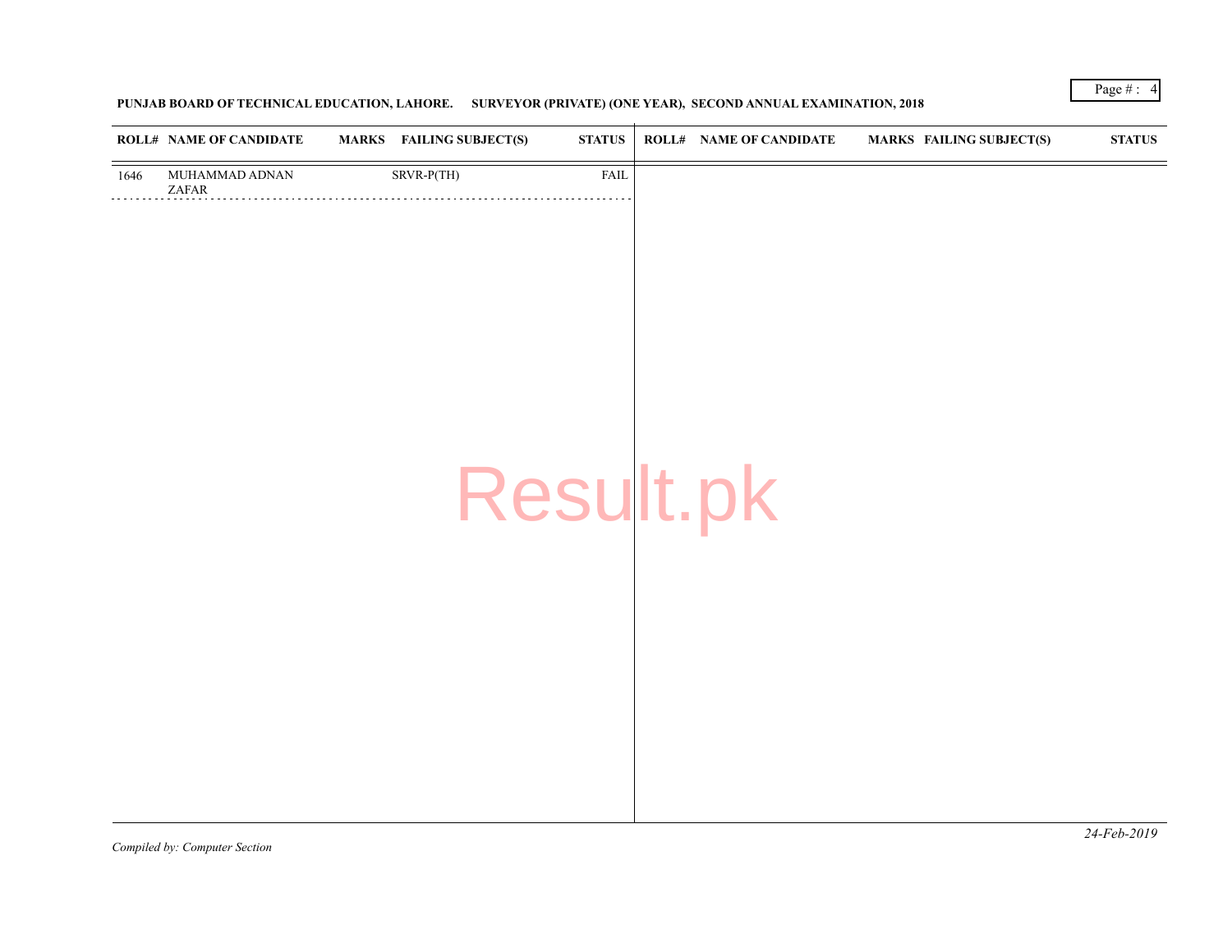**PUNJAB BOARD OF TECHNICAL EDUCATION, LAHORE. SURVEYOR (PRIVATE) (ONE YEAR), SECOND ANNUAL EXAMINATION, 2018**

| ROLL# | NAME OF CANDIDATE | MARKS | FAILING SUBJECT(S) | STATUS | ROLL# | NAME OF CANDIDATE | MARKS | FAILING SUBJECT(S) | STATUS |
|---|---|---|---|---|---|---|---|---|---|
| 1646 | MUHAMMAD ADNAN ZAFAR | | SRVR-P(TH) | FAIL | | | | | |

Result.pk

*Compiled by: Computer Section*

*24-Feb-2019*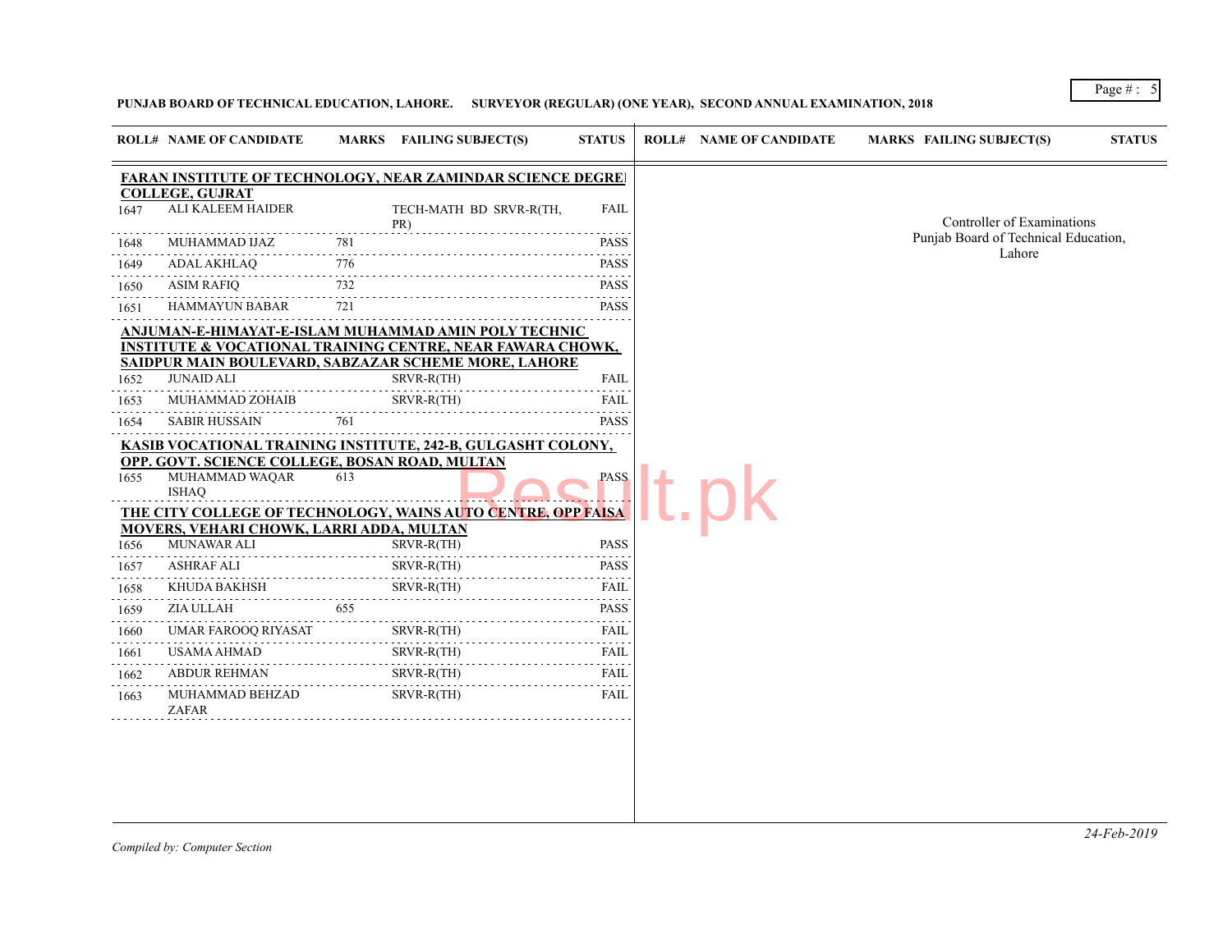**PUNJAB BOARD OF TECHNICAL EDUCATION, LAHORE. SURVEYOR (REGULAR) (ONE YEAR), SECOND ANNUAL EXAMINATION, 2018**

| ROLL# | NAME OF CANDIDATE | MARKS | FAILING SUBJECT(S) | STATUS |
|---|---|---|---|---|
| **FARAN INSTITUTE OF TECHNOLOGY, NEAR ZAMINDAR SCIENCE DEGREE COLLEGE, GUJRAT** | | | | |
| 1647 | ALI KALEEM HAIDER | | TECH-MATH BD SRVR-R(TH, PR) | FAIL |
| 1648 | MUHAMMAD IJAZ | 781 | | PASS |
| 1649 | ADAL AKHLAQ | 776 | | PASS |
| 1650 | ASIM RAFIQ | 732 | | PASS |
| 1651 | HAMMAYUN BABAR | 721 | | PASS |
| **ANJUMAN-E-HIMAYAT-E-ISLAM MUHAMMAD AMIN POLY TECHNIC INSTITUTE & VOCATIONAL TRAINING CENTRE, NEAR FAWARA CHOWK, SAIDPUR MAIN BOULEVARD, SABZAZAR SCHEME MORE, LAHORE** | | | | |
| 1652 | JUNAID ALI | | SRVR-R(TH) | FAIL |
| 1653 | MUHAMMAD ZOHAIB | | SRVR-R(TH) | FAIL |
| 1654 | SABIR HUSSAIN | 761 | | PASS |
| **KASIB VOCATIONAL TRAINING INSTITUTE, 242-B, GULGASHT COLONY, OPP. GOVT. SCIENCE COLLEGE, BOSAN ROAD, MULTAN** | | | | |
| 1655 | MUHAMMAD WAQAR ISHAQ | 613 | | PASS |
| **THE CITY COLLEGE OF TECHNOLOGY, WAINS AUTO CENTRE, OPP FAISAL MOVERS, VEHARI CHOWK, LARRI ADDA, MULTAN** | | | | |
| 1656 | MUNAWAR ALI | | SRVR-R(TH) | PASS |
| 1657 | ASHRAF ALI | | SRVR-R(TH) | PASS |
| 1658 | KHUDA BAKHSH | | SRVR-R(TH) | FAIL |
| 1659 | ZIA ULLAH | 655 | | PASS |
| 1660 | UMAR FAROOQ RIYASAT | | SRVR-R(TH) | FAIL |
| 1661 | USAMA AHMAD | | SRVR-R(TH) | FAIL |
| 1662 | ABDUR REHMAN | | SRVR-R(TH) | FAIL |
| 1663 | MUHAMMAD BEHZAD ZAFAR | | SRVR-R(TH) | FAIL |

Controller of Examinations
Punjab Board of Technical Education, Lahore

*Compiled by: Computer Section*

*24-Feb-2019*